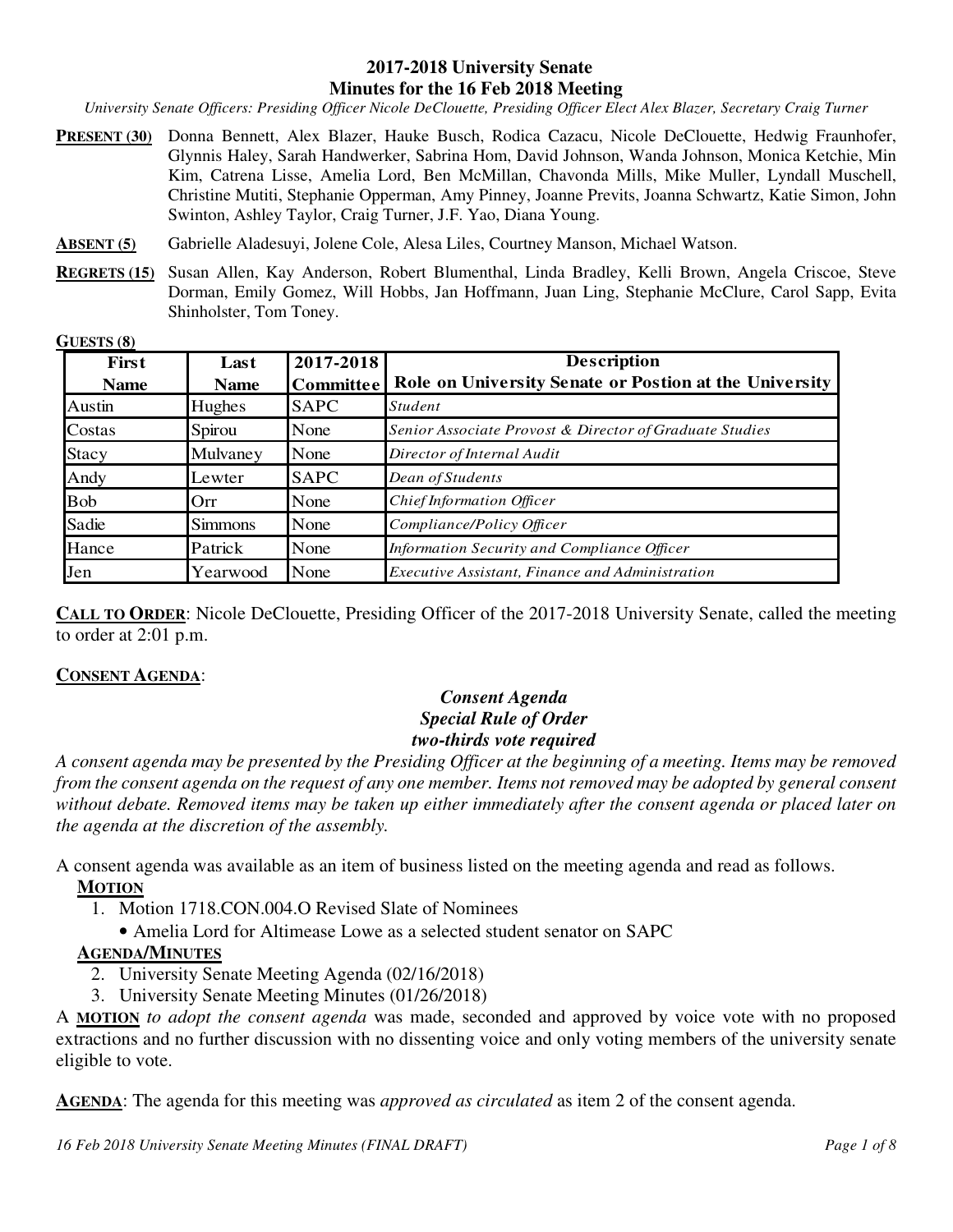# 2017-2018 University Senate
## Minutes for the 16 Feb 2018 Meeting

*University Senate Officers: Presiding Officer Nicole DeClouette, Presiding Officer Elect Alex Blazer, Secretary Craig Turner*

**PRESENT (30)** Donna Bennett, Alex Blazer, Hauke Busch, Rodica Cazacu, Nicole DeClouette, Hedwig Fraunhofer, Glynnis Haley, Sarah Handwerker, Sabrina Hom, David Johnson, Wanda Johnson, Monica Ketchie, Min Kim, Catrena Lisse, Amelia Lord, Ben McMillan, Chavonda Mills, Mike Muller, Lyndall Muschell, Christine Mutiti, Stephanie Opperman, Amy Pinney, Joanne Previts, Joanna Schwartz, Katie Simon, John Swinton, Ashley Taylor, Craig Turner, J.F. Yao, Diana Young.

**ABSENT (5)** Gabrielle Aladesuyi, Jolene Cole, Alesa Liles, Courtney Manson, Michael Watson.

**REGRETS (15)** Susan Allen, Kay Anderson, Robert Blumenthal, Linda Bradley, Kelli Brown, Angela Criscoe, Steve Dorman, Emily Gomez, Will Hobbs, Jan Hoffmann, Juan Ling, Stephanie McClure, Carol Sapp, Evita Shinholster, Tom Toney.

**GUESTS (8)**

| First Name | Last Name | 2017-2018 Committee | Description Role on University Senate or Postion at the University |
|---|---|---|---|
| Austin | Hughes | SAPC | *Student* |
| Costas | Spirou | None | *Senior Associate Provost & Director of Graduate Studies* |
| Stacy | Mulvaney | None | *Director of Internal Audit* |
| Andy | Lewter | SAPC | *Dean of Students* |
| Bob | Orr | None | *Chief Information Officer* |
| Sadie | Simmons | None | *Compliance/Policy Officer* |
| Hance | Patrick | None | *Information Security and Compliance Officer* |
| Jen | Yearwood | None | *Executive Assistant, Finance and Administration* |

**CALL TO ORDER**: Nicole DeClouette, Presiding Officer of the 2017-2018 University Senate, called the meeting to order at 2:01 p.m.

**CONSENT AGENDA**:

***Consent Agenda***
***Special Rule of Order***
***two-thirds vote required***

*A consent agenda may be presented by the Presiding Officer at the beginning of a meeting. Items may be removed from the consent agenda on the request of any one member. Items not removed may be adopted by general consent without debate. Removed items may be taken up either immediately after the consent agenda or placed later on the agenda at the discretion of the assembly.*

A consent agenda was available as an item of business listed on the meeting agenda and read as follows.

**MOTION**

1. Motion 1718.CON.004.O Revised Slate of Nominees
   - Amelia Lord for Altimease Lowe as a selected student senator on SAPC

**AGENDA/MINUTES**

2. University Senate Meeting Agenda (02/16/2018)
3. University Senate Meeting Minutes (01/26/2018)

A **MOTION** *to adopt the consent agenda* was made, seconded and approved by voice vote with no proposed extractions and no further discussion with no dissenting voice and only voting members of the university senate eligible to vote.

**AGENDA**: The agenda for this meeting was *approved as circulated* as item 2 of the consent agenda.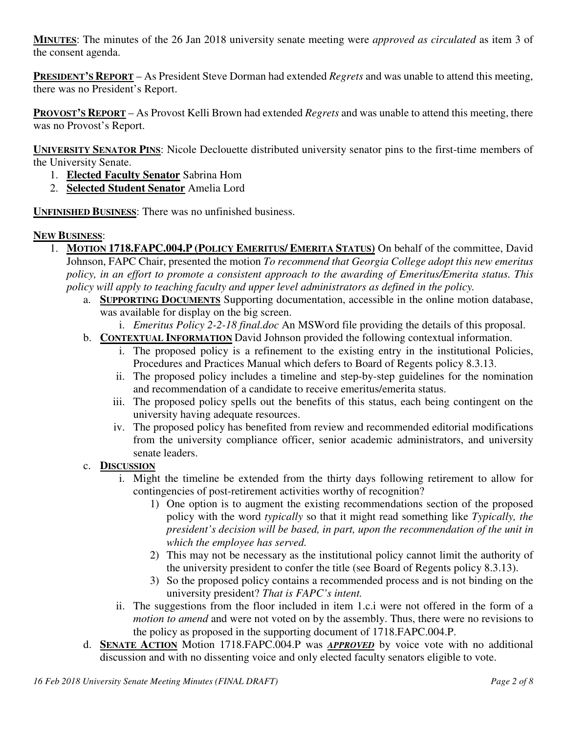**MINUTES**: The minutes of the 26 Jan 2018 university senate meeting were *approved as circulated* as item 3 of the consent agenda.

**PRESIDENT'S REPORT** – As President Steve Dorman had extended *Regrets* and was unable to attend this meeting, there was no President's Report.

**PROVOST'S REPORT** – As Provost Kelli Brown had extended *Regrets* and was unable to attend this meeting, there was no Provost's Report.

**UNIVERSITY SENATOR PINS**: Nicole Declouette distributed university senator pins to the first-time members of the University Senate.

1. **Elected Faculty Senator** Sabrina Hom
2. **Selected Student Senator** Amelia Lord

**UNFINISHED BUSINESS**: There was no unfinished business.

**NEW BUSINESS**:

1. **MOTION 1718.FAPC.004.P (POLICY EMERITUS/ EMERITA STATUS)** On behalf of the committee, David Johnson, FAPC Chair, presented the motion *To recommend that Georgia College adopt this new emeritus policy, in an effort to promote a consistent approach to the awarding of Emeritus/Emerita status. This policy will apply to teaching faculty and upper level administrators as defined in the policy.*
   a. **SUPPORTING DOCUMENTS** Supporting documentation, accessible in the online motion database, was available for display on the big screen.
      i. *Emeritus Policy 2-2-18 final.doc* An MSWord file providing the details of this proposal.
   b. **CONTEXTUAL INFORMATION** David Johnson provided the following contextual information.
      i. The proposed policy is a refinement to the existing entry in the institutional Policies, Procedures and Practices Manual which defers to Board of Regents policy 8.3.13.
      ii. The proposed policy includes a timeline and step-by-step guidelines for the nomination and recommendation of a candidate to receive emeritus/emerita status.
      iii. The proposed policy spells out the benefits of this status, each being contingent on the university having adequate resources.
      iv. The proposed policy has benefited from review and recommended editorial modifications from the university compliance officer, senior academic administrators, and university senate leaders.
   c. **DISCUSSION**
      i. Might the timeline be extended from the thirty days following retirement to allow for contingencies of post-retirement activities worthy of recognition?
         1) One option is to augment the existing recommendations section of the proposed policy with the word *typically* so that it might read something like *Typically, the president's decision will be based, in part, upon the recommendation of the unit in which the employee has served.*
         2) This may not be necessary as the institutional policy cannot limit the authority of the university president to confer the title (see Board of Regents policy 8.3.13).
         3) So the proposed policy contains a recommended process and is not binding on the university president? *That is FAPC's intent.*
      ii. The suggestions from the floor included in item 1.c.i were not offered in the form of a *motion to amend* and were not voted on by the assembly. Thus, there were no revisions to the policy as proposed in the supporting document of 1718.FAPC.004.P.
   d. **SENATE ACTION** Motion 1718.FAPC.004.P was ***APPROVED*** by voice vote with no additional discussion and with no dissenting voice and only elected faculty senators eligible to vote.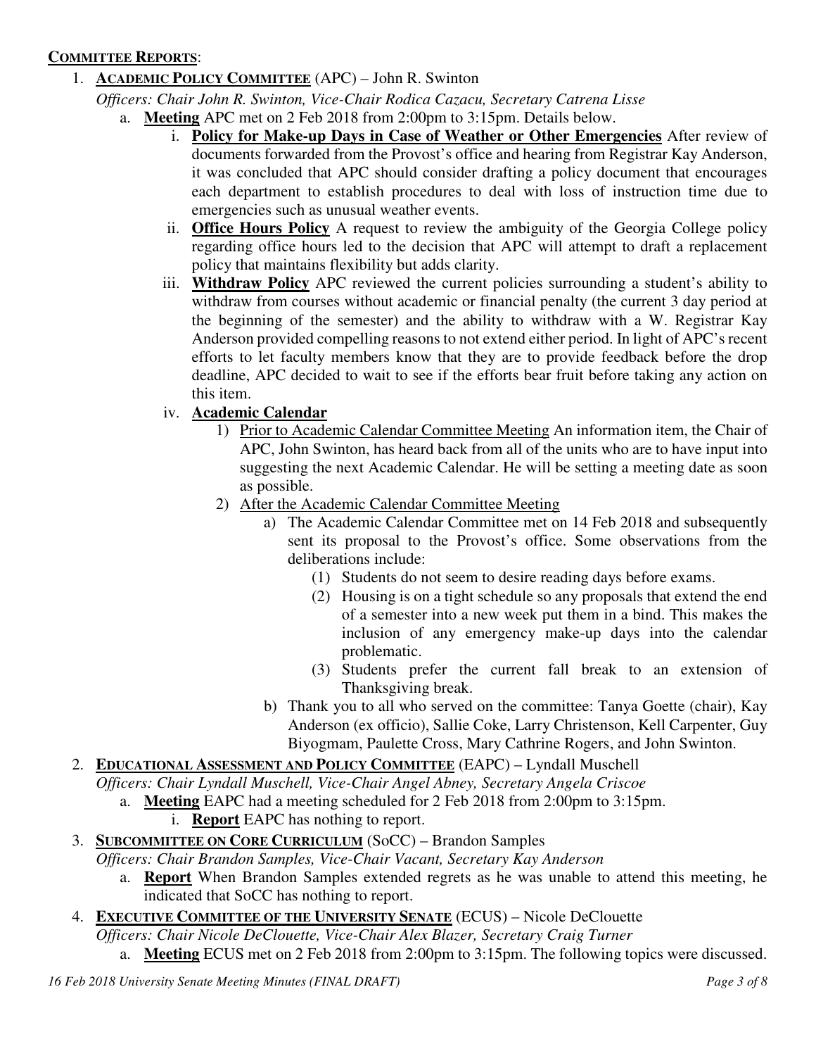**COMMITTEE REPORTS**:

1. **ACADEMIC POLICY COMMITTEE** (APC) – John R. Swinton
   *Officers: Chair John R. Swinton, Vice-Chair Rodica Cazacu, Secretary Catrena Lisse*
   a. **Meeting** APC met on 2 Feb 2018 from 2:00pm to 3:15pm. Details below.
      i. **Policy for Make-up Days in Case of Weather or Other Emergencies** After review of documents forwarded from the Provost's office and hearing from Registrar Kay Anderson, it was concluded that APC should consider drafting a policy document that encourages each department to establish procedures to deal with loss of instruction time due to emergencies such as unusual weather events.
      ii. **Office Hours Policy** A request to review the ambiguity of the Georgia College policy regarding office hours led to the decision that APC will attempt to draft a replacement policy that maintains flexibility but adds clarity.
      iii. **Withdraw Policy** APC reviewed the current policies surrounding a student's ability to withdraw from courses without academic or financial penalty (the current 3 day period at the beginning of the semester) and the ability to withdraw with a W. Registrar Kay Anderson provided compelling reasons to not extend either period. In light of APC's recent efforts to let faculty members know that they are to provide feedback before the drop deadline, APC decided to wait to see if the efforts bear fruit before taking any action on this item.
      iv. **Academic Calendar**
         1) Prior to Academic Calendar Committee Meeting An information item, the Chair of APC, John Swinton, has heard back from all of the units who are to have input into suggesting the next Academic Calendar. He will be setting a meeting date as soon as possible.
         2) After the Academic Calendar Committee Meeting
            a) The Academic Calendar Committee met on 14 Feb 2018 and subsequently sent its proposal to the Provost's office. Some observations from the deliberations include:
               (1) Students do not seem to desire reading days before exams.
               (2) Housing is on a tight schedule so any proposals that extend the end of a semester into a new week put them in a bind. This makes the inclusion of any emergency make-up days into the calendar problematic.
               (3) Students prefer the current fall break to an extension of Thanksgiving break.
            b) Thank you to all who served on the committee: Tanya Goette (chair), Kay Anderson (ex officio), Sallie Coke, Larry Christenson, Kell Carpenter, Guy Biyogmam, Paulette Cross, Mary Cathrine Rogers, and John Swinton.
2. **EDUCATIONAL ASSESSMENT AND POLICY COMMITTEE** (EAPC) – Lyndall Muschell
   *Officers: Chair Lyndall Muschell, Vice-Chair Angel Abney, Secretary Angela Criscoe*
   a. **Meeting** EAPC had a meeting scheduled for 2 Feb 2018 from 2:00pm to 3:15pm.
      i. **Report** EAPC has nothing to report.
3. **SUBCOMMITTEE ON CORE CURRICULUM** (SoCC) – Brandon Samples
   *Officers: Chair Brandon Samples, Vice-Chair Vacant, Secretary Kay Anderson*
   a. **Report** When Brandon Samples extended regrets as he was unable to attend this meeting, he indicated that SoCC has nothing to report.
4. **EXECUTIVE COMMITTEE OF THE UNIVERSITY SENATE** (ECUS) – Nicole DeClouette
   *Officers: Chair Nicole DeClouette, Vice-Chair Alex Blazer, Secretary Craig Turner*
   a. **Meeting** ECUS met on 2 Feb 2018 from 2:00pm to 3:15pm. The following topics were discussed.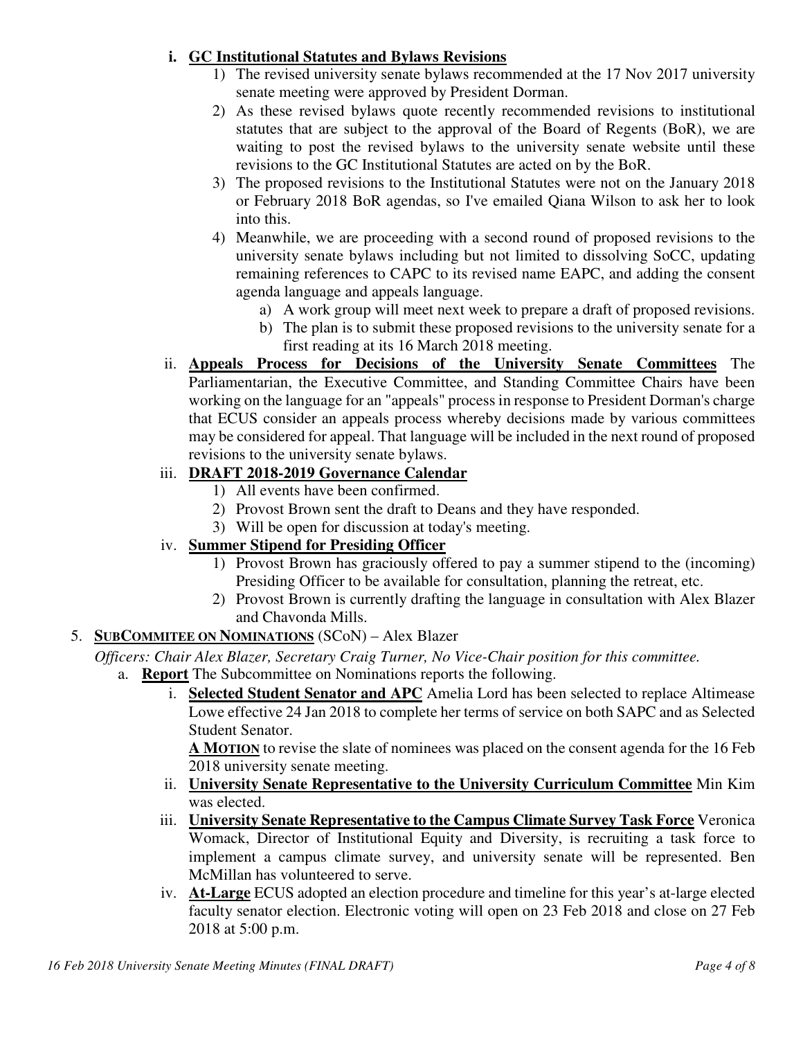i. **GC Institutional Statutes and Bylaws Revisions**

   1) The revised university senate bylaws recommended at the 17 Nov 2017 university senate meeting were approved by President Dorman.
   2) As these revised bylaws quote recently recommended revisions to institutional statutes that are subject to the approval of the Board of Regents (BoR), we are waiting to post the revised bylaws to the university senate website until these revisions to the GC Institutional Statutes are acted on by the BoR.
   3) The proposed revisions to the Institutional Statutes were not on the January 2018 or February 2018 BoR agendas, so I've emailed Qiana Wilson to ask her to look into this.
   4) Meanwhile, we are proceeding with a second round of proposed revisions to the university senate bylaws including but not limited to dissolving SoCC, updating remaining references to CAPC to its revised name EAPC, and adding the consent agenda language and appeals language.
      a) A work group will meet next week to prepare a draft of proposed revisions.
      b) The plan is to submit these proposed revisions to the university senate for a first reading at its 16 March 2018 meeting.

ii. **Appeals Process for Decisions of the University Senate Committees** The Parliamentarian, the Executive Committee, and Standing Committee Chairs have been working on the language for an "appeals" process in response to President Dorman's charge that ECUS consider an appeals process whereby decisions made by various committees may be considered for appeal. That language will be included in the next round of proposed revisions to the university senate bylaws.

iii. **DRAFT 2018-2019 Governance Calendar**

   1) All events have been confirmed.
   2) Provost Brown sent the draft to Deans and they have responded.
   3) Will be open for discussion at today's meeting.

iv. **Summer Stipend for Presiding Officer**

   1) Provost Brown has graciously offered to pay a summer stipend to the (incoming) Presiding Officer to be available for consultation, planning the retreat, etc.
   2) Provost Brown is currently drafting the language in consultation with Alex Blazer and Chavonda Mills.

5. **SUBCOMMITEE ON NOMINATIONS** (SCoN) – Alex Blazer

*Officers: Chair Alex Blazer, Secretary Craig Turner, No Vice-Chair position for this committee.*

a. **Report** The Subcommittee on Nominations reports the following.

   i. **Selected Student Senator and APC** Amelia Lord has been selected to replace Altimease Lowe effective 24 Jan 2018 to complete her terms of service on both SAPC and as Selected Student Senator.

      **A MOTION** to revise the slate of nominees was placed on the consent agenda for the 16 Feb 2018 university senate meeting.

   ii. **University Senate Representative to the University Curriculum Committee** Min Kim was elected.

   iii. **University Senate Representative to the Campus Climate Survey Task Force** Veronica Womack, Director of Institutional Equity and Diversity, is recruiting a task force to implement a campus climate survey, and university senate will be represented. Ben McMillan has volunteered to serve.

   iv. **At-Large** ECUS adopted an election procedure and timeline for this year's at-large elected faculty senator election. Electronic voting will open on 23 Feb 2018 and close on 27 Feb 2018 at 5:00 p.m.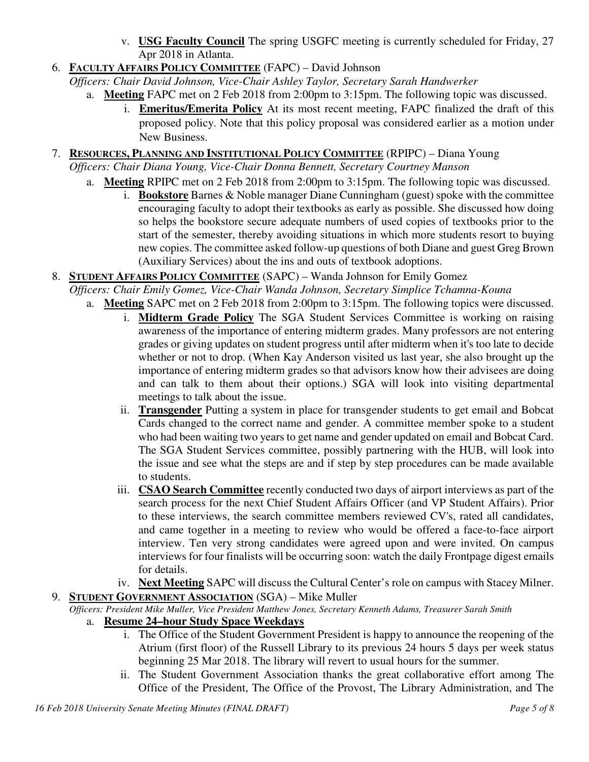v. **USG Faculty Council** The spring USGFC meeting is currently scheduled for Friday, 27 Apr 2018 in Atlanta.

6. **FACULTY AFFAIRS POLICY COMMITTEE** (FAPC) – David Johnson
   *Officers: Chair David Johnson, Vice-Chair Ashley Taylor, Secretary Sarah Handwerker*
   a. **Meeting** FAPC met on 2 Feb 2018 from 2:00pm to 3:15pm. The following topic was discussed.
      i. **Emeritus/Emerita Policy** At its most recent meeting, FAPC finalized the draft of this proposed policy. Note that this policy proposal was considered earlier as a motion under New Business.

7. **RESOURCES, PLANNING AND INSTITUTIONAL POLICY COMMITTEE** (RPIPC) – Diana Young
   *Officers: Chair Diana Young, Vice-Chair Donna Bennett, Secretary Courtney Manson*
   a. **Meeting** RPIPC met on 2 Feb 2018 from 2:00pm to 3:15pm. The following topic was discussed.
      i. **Bookstore** Barnes & Noble manager Diane Cunningham (guest) spoke with the committee encouraging faculty to adopt their textbooks as early as possible. She discussed how doing so helps the bookstore secure adequate numbers of used copies of textbooks prior to the start of the semester, thereby avoiding situations in which more students resort to buying new copies. The committee asked follow-up questions of both Diane and guest Greg Brown (Auxiliary Services) about the ins and outs of textbook adoptions.

8. **STUDENT AFFAIRS POLICY COMMITTEE** (SAPC) – Wanda Johnson for Emily Gomez
   *Officers: Chair Emily Gomez, Vice-Chair Wanda Johnson, Secretary Simplice Tchamna-Kouna*
   a. **Meeting** SAPC met on 2 Feb 2018 from 2:00pm to 3:15pm. The following topics were discussed.
      i. **Midterm Grade Policy** The SGA Student Services Committee is working on raising awareness of the importance of entering midterm grades. Many professors are not entering grades or giving updates on student progress until after midterm when it's too late to decide whether or not to drop. (When Kay Anderson visited us last year, she also brought up the importance of entering midterm grades so that advisors know how their advisees are doing and can talk to them about their options.) SGA will look into visiting departmental meetings to talk about the issue.
      ii. **Transgender** Putting a system in place for transgender students to get email and Bobcat Cards changed to the correct name and gender. A committee member spoke to a student who had been waiting two years to get name and gender updated on email and Bobcat Card. The SGA Student Services committee, possibly partnering with the HUB, will look into the issue and see what the steps are and if step by step procedures can be made available to students.
      iii. **CSAO Search Committee** recently conducted two days of airport interviews as part of the search process for the next Chief Student Affairs Officer (and VP Student Affairs). Prior to these interviews, the search committee members reviewed CV's, rated all candidates, and came together in a meeting to review who would be offered a face-to-face airport interview. Ten very strong candidates were agreed upon and were invited. On campus interviews for four finalists will be occurring soon: watch the daily Frontpage digest emails for details.
      iv. **Next Meeting** SAPC will discuss the Cultural Center's role on campus with Stacey Milner.

9. **STUDENT GOVERNMENT ASSOCIATION** (SGA) – Mike Muller
   *Officers: President Mike Muller, Vice President Matthew Jones, Secretary Kenneth Adams, Treasurer Sarah Smith*
   a. **Resume 24–hour Study Space Weekdays**
      i. The Office of the Student Government President is happy to announce the reopening of the Atrium (first floor) of the Russell Library to its previous 24 hours 5 days per week status beginning 25 Mar 2018. The library will revert to usual hours for the summer.
      ii. The Student Government Association thanks the great collaborative effort among The Office of the President, The Office of the Provost, The Library Administration, and The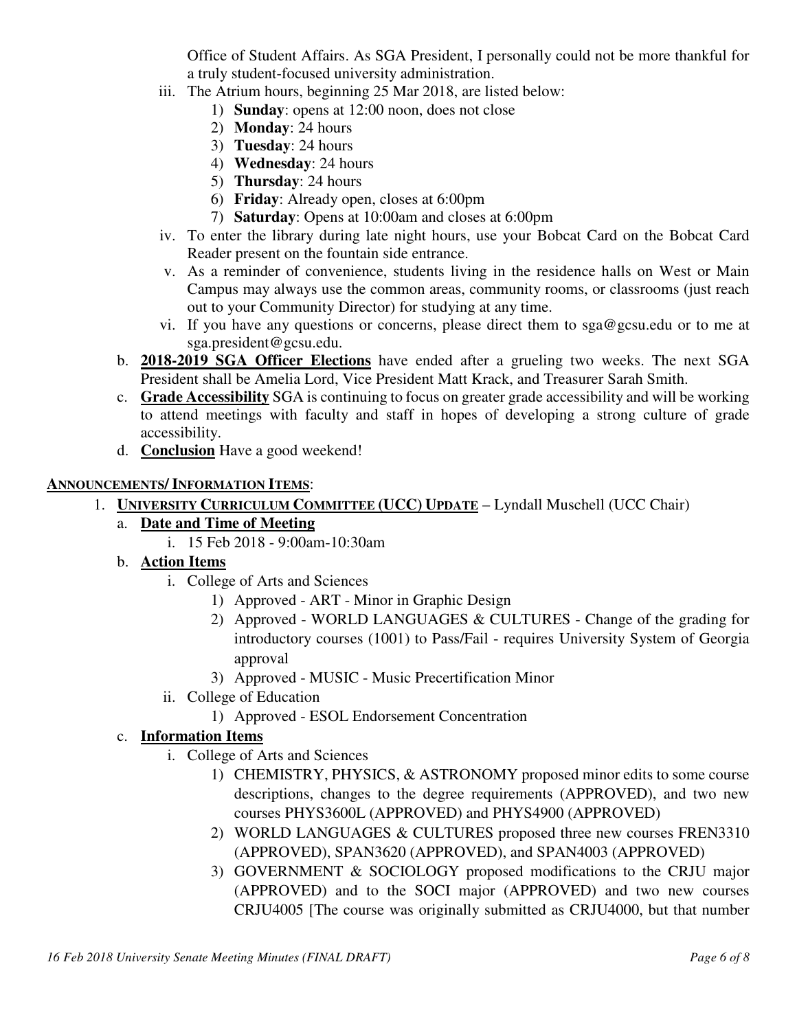Office of Student Affairs. As SGA President, I personally could not be more thankful for a truly student-focused university administration.

iii. The Atrium hours, beginning 25 Mar 2018, are listed below:
   1) **Sunday**: opens at 12:00 noon, does not close
   2) **Monday**: 24 hours
   3) **Tuesday**: 24 hours
   4) **Wednesday**: 24 hours
   5) **Thursday**: 24 hours
   6) **Friday**: Already open, closes at 6:00pm
   7) **Saturday**: Opens at 10:00am and closes at 6:00pm

iv. To enter the library during late night hours, use your Bobcat Card on the Bobcat Card Reader present on the fountain side entrance.

v. As a reminder of convenience, students living in the residence halls on West or Main Campus may always use the common areas, community rooms, or classrooms (just reach out to your Community Director) for studying at any time.

vi. If you have any questions or concerns, please direct them to sga@gcsu.edu or to me at sga.president@gcsu.edu.

b. **2018-2019 SGA Officer Elections** have ended after a grueling two weeks. The next SGA President shall be Amelia Lord, Vice President Matt Krack, and Treasurer Sarah Smith.

c. **Grade Accessibility** SGA is continuing to focus on greater grade accessibility and will be working to attend meetings with faculty and staff in hopes of developing a strong culture of grade accessibility.

d. **Conclusion** Have a good weekend!

**ANNOUNCEMENTS/ INFORMATION ITEMS**:

1. **UNIVERSITY CURRICULUM COMMITTEE (UCC) UPDATE** – Lyndall Muschell (UCC Chair)

   a. **Date and Time of Meeting**
      i. 15 Feb 2018 - 9:00am-10:30am

   b. **Action Items**
      i. College of Arts and Sciences
         1) Approved - ART - Minor in Graphic Design
         2) Approved - WORLD LANGUAGES & CULTURES - Change of the grading for introductory courses (1001) to Pass/Fail - requires University System of Georgia approval
         3) Approved - MUSIC - Music Precertification Minor
      ii. College of Education
         1) Approved - ESOL Endorsement Concentration

   c. **Information Items**
      i. College of Arts and Sciences
         1) CHEMISTRY, PHYSICS, & ASTRONOMY proposed minor edits to some course descriptions, changes to the degree requirements (APPROVED), and two new courses PHYS3600L (APPROVED) and PHYS4900 (APPROVED)
         2) WORLD LANGUAGES & CULTURES proposed three new courses FREN3310 (APPROVED), SPAN3620 (APPROVED), and SPAN4003 (APPROVED)
         3) GOVERNMENT & SOCIOLOGY proposed modifications to the CRJU major (APPROVED) and to the SOCI major (APPROVED) and two new courses CRJU4005 [The course was originally submitted as CRJU4000, but that number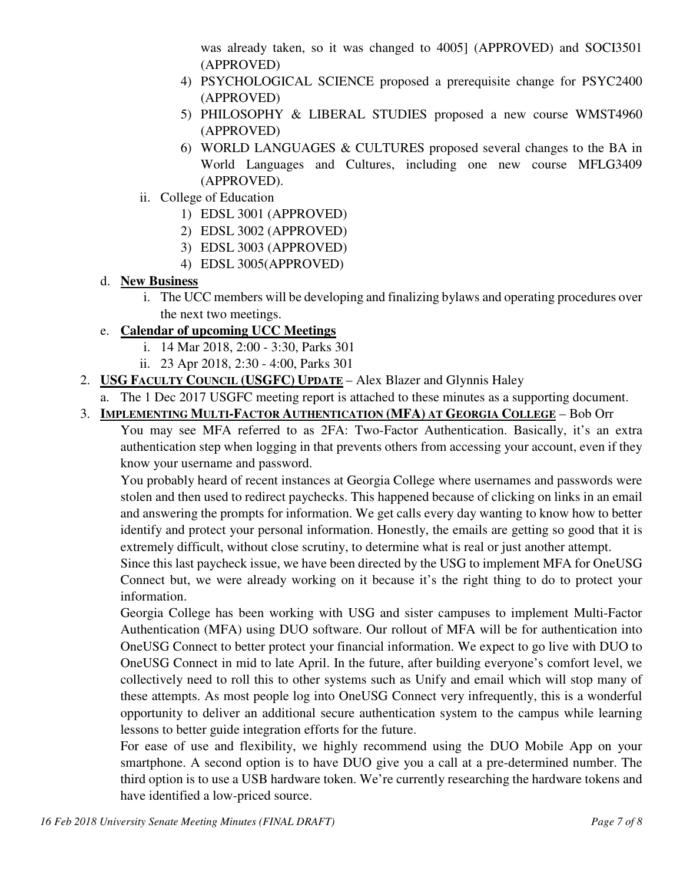was already taken, so it was changed to 4005] (APPROVED) and SOCI3501 (APPROVED)

4) PSYCHOLOGICAL SCIENCE proposed a prerequisite change for PSYC2400 (APPROVED)
5) PHILOSOPHY & LIBERAL STUDIES proposed a new course WMST4960 (APPROVED)
6) WORLD LANGUAGES & CULTURES proposed several changes to the BA in World Languages and Cultures, including one new course MFLG3409 (APPROVED).

ii. College of Education

1) EDSL 3001 (APPROVED)
2) EDSL 3002 (APPROVED)
3) EDSL 3003 (APPROVED)
4) EDSL 3005(APPROVED)

d. **New Business**

i. The UCC members will be developing and finalizing bylaws and operating procedures over the next two meetings.

e. **Calendar of upcoming UCC Meetings**

i. 14 Mar 2018, 2:00 - 3:30, Parks 301
ii. 23 Apr 2018, 2:30 - 4:00, Parks 301

2. **USG FACULTY COUNCIL (USGFC) UPDATE** – Alex Blazer and Glynnis Haley

a. The 1 Dec 2017 USGFC meeting report is attached to these minutes as a supporting document.

3. **IMPLEMENTING MULTI-FACTOR AUTHENTICATION (MFA) AT GEORGIA COLLEGE** – Bob Orr

You may see MFA referred to as 2FA: Two-Factor Authentication. Basically, it's an extra authentication step when logging in that prevents others from accessing your account, even if they know your username and password.

You probably heard of recent instances at Georgia College where usernames and passwords were stolen and then used to redirect paychecks. This happened because of clicking on links in an email and answering the prompts for information. We get calls every day wanting to know how to better identify and protect your personal information. Honestly, the emails are getting so good that it is extremely difficult, without close scrutiny, to determine what is real or just another attempt.

Since this last paycheck issue, we have been directed by the USG to implement MFA for OneUSG Connect but, we were already working on it because it's the right thing to do to protect your information.

Georgia College has been working with USG and sister campuses to implement Multi-Factor Authentication (MFA) using DUO software. Our rollout of MFA will be for authentication into OneUSG Connect to better protect your financial information. We expect to go live with DUO to OneUSG Connect in mid to late April. In the future, after building everyone's comfort level, we collectively need to roll this to other systems such as Unify and email which will stop many of these attempts. As most people log into OneUSG Connect very infrequently, this is a wonderful opportunity to deliver an additional secure authentication system to the campus while learning lessons to better guide integration efforts for the future.

For ease of use and flexibility, we highly recommend using the DUO Mobile App on your smartphone. A second option is to have DUO give you a call at a pre-determined number. The third option is to use a USB hardware token. We're currently researching the hardware tokens and have identified a low-priced source.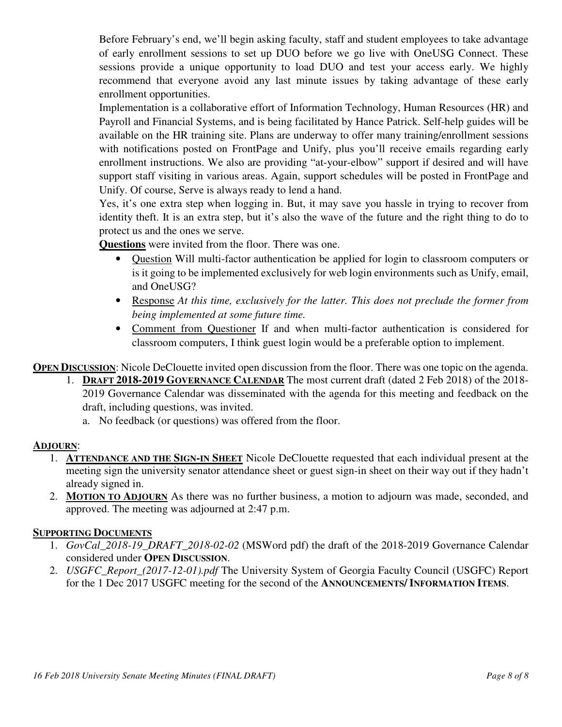Before February's end, we'll begin asking faculty, staff and student employees to take advantage of early enrollment sessions to set up DUO before we go live with OneUSG Connect. These sessions provide a unique opportunity to load DUO and test your access early. We highly recommend that everyone avoid any last minute issues by taking advantage of these early enrollment opportunities.

Implementation is a collaborative effort of Information Technology, Human Resources (HR) and Payroll and Financial Systems, and is being facilitated by Hance Patrick. Self-help guides will be available on the HR training site. Plans are underway to offer many training/enrollment sessions with notifications posted on FrontPage and Unify, plus you'll receive emails regarding early enrollment instructions. We also are providing "at-your-elbow" support if desired and will have support staff visiting in various areas. Again, support schedules will be posted in FrontPage and Unify. Of course, Serve is always ready to lend a hand.

Yes, it's one extra step when logging in. But, it may save you hassle in trying to recover from identity theft. It is an extra step, but it's also the wave of the future and the right thing to do to protect us and the ones we serve.

**Questions** were invited from the floor. There was one.

- Question Will multi-factor authentication be applied for login to classroom computers or is it going to be implemented exclusively for web login environments such as Unify, email, and OneUSG?
- Response *At this time, exclusively for the latter. This does not preclude the former from being implemented at some future time.*
- Comment from Questioner If and when multi-factor authentication is considered for classroom computers, I think guest login would be a preferable option to implement.

**OPEN DISCUSSION**: Nicole DeClouette invited open discussion from the floor. There was one topic on the agenda.

1. **DRAFT 2018-2019 GOVERNANCE CALENDAR** The most current draft (dated 2 Feb 2018) of the 2018-2019 Governance Calendar was disseminated with the agenda for this meeting and feedback on the draft, including questions, was invited.
   a. No feedback (or questions) was offered from the floor.

**ADJOURN**:

1. **ATTENDANCE AND THE SIGN-IN SHEET** Nicole DeClouette requested that each individual present at the meeting sign the university senator attendance sheet or guest sign-in sheet on their way out if they hadn't already signed in.
2. **MOTION TO ADJOURN** As there was no further business, a motion to adjourn was made, seconded, and approved. The meeting was adjourned at 2:47 p.m.

**SUPPORTING DOCUMENTS**

1. *GovCal_2018-19_DRAFT_2018-02-02* (MSWord pdf) the draft of the 2018-2019 Governance Calendar considered under **OPEN DISCUSSION**.
2. *USGFC_Report_(2017-12-01).pdf* The University System of Georgia Faculty Council (USGFC) Report for the 1 Dec 2017 USGFC meeting for the second of the **ANNOUNCEMENTS/ INFORMATION ITEMS**.